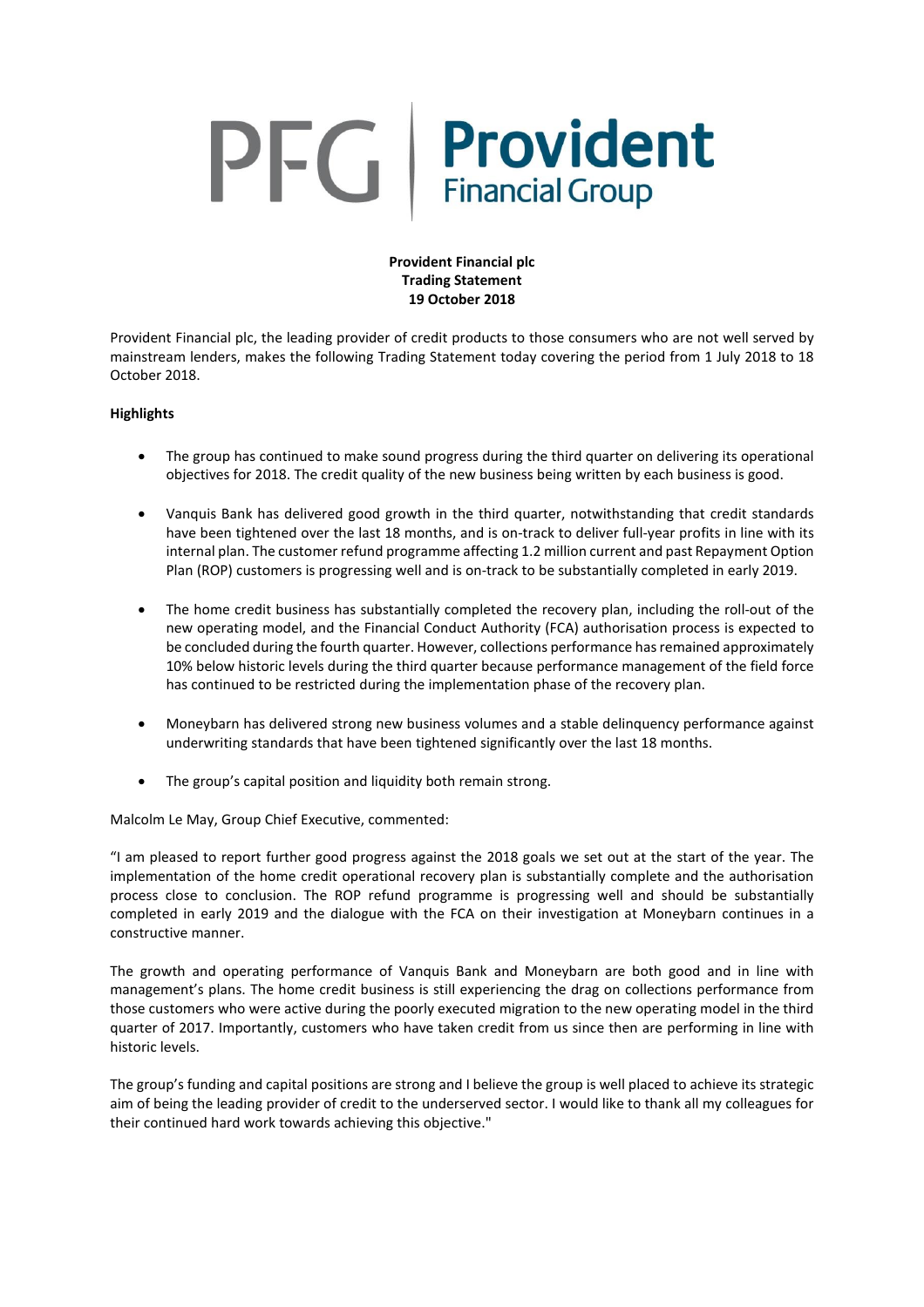**Provident Financial plc**
**Trading Statement**
**19 October 2018**

Provident Financial plc, the leading provider of credit products to those consumers who are not well served by mainstream lenders, makes the following Trading Statement today covering the period from 1 July 2018 to 18 October 2018.

**Highlights**

- The group has continued to make sound progress during the third quarter on delivering its operational objectives for 2018. The credit quality of the new business being written by each business is good.
- Vanquis Bank has delivered good growth in the third quarter, notwithstanding that credit standards have been tightened over the last 18 months, and is on-track to deliver full-year profits in line with its internal plan. The customer refund programme affecting 1.2 million current and past Repayment Option Plan (ROP) customers is progressing well and is on-track to be substantially completed in early 2019.
- The home credit business has substantially completed the recovery plan, including the roll-out of the new operating model, and the Financial Conduct Authority (FCA) authorisation process is expected to be concluded during the fourth quarter. However, collections performance has remained approximately 10% below historic levels during the third quarter because performance management of the field force has continued to be restricted during the implementation phase of the recovery plan.
- Moneybarn has delivered strong new business volumes and a stable delinquency performance against underwriting standards that have been tightened significantly over the last 18 months.
- The group's capital position and liquidity both remain strong.

Malcolm Le May, Group Chief Executive, commented:

"I am pleased to report further good progress against the 2018 goals we set out at the start of the year. The implementation of the home credit operational recovery plan is substantially complete and the authorisation process close to conclusion. The ROP refund programme is progressing well and should be substantially completed in early 2019 and the dialogue with the FCA on their investigation at Moneybarn continues in a constructive manner.

The growth and operating performance of Vanquis Bank and Moneybarn are both good and in line with management's plans. The home credit business is still experiencing the drag on collections performance from those customers who were active during the poorly executed migration to the new operating model in the third quarter of 2017. Importantly, customers who have taken credit from us since then are performing in line with historic levels.

The group's funding and capital positions are strong and I believe the group is well placed to achieve its strategic aim of being the leading provider of credit to the underserved sector. I would like to thank all my colleagues for their continued hard work towards achieving this objective."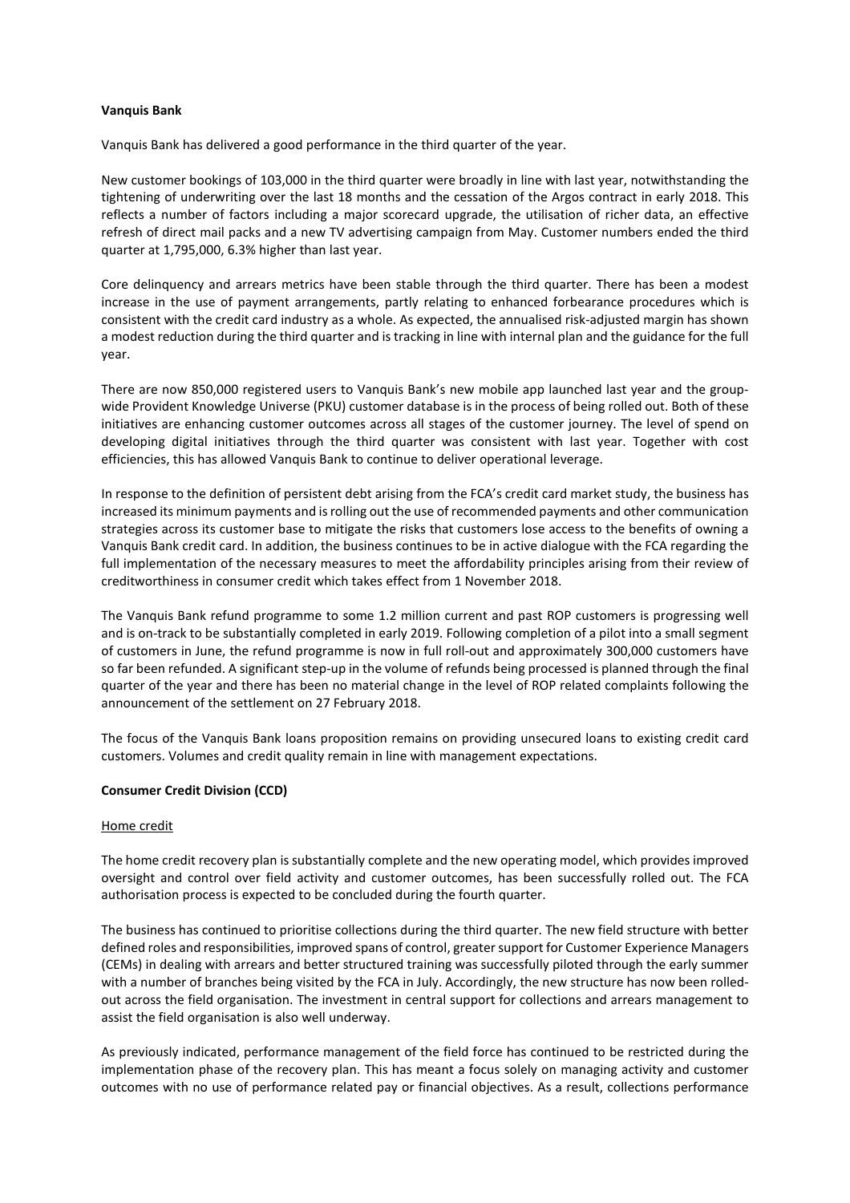**Vanquis Bank**

Vanquis Bank has delivered a good performance in the third quarter of the year.

New customer bookings of 103,000 in the third quarter were broadly in line with last year, notwithstanding the tightening of underwriting over the last 18 months and the cessation of the Argos contract in early 2018. This reflects a number of factors including a major scorecard upgrade, the utilisation of richer data, an effective refresh of direct mail packs and a new TV advertising campaign from May. Customer numbers ended the third quarter at 1,795,000, 6.3% higher than last year.

Core delinquency and arrears metrics have been stable through the third quarter. There has been a modest increase in the use of payment arrangements, partly relating to enhanced forbearance procedures which is consistent with the credit card industry as a whole. As expected, the annualised risk-adjusted margin has shown a modest reduction during the third quarter and is tracking in line with internal plan and the guidance for the full year.

There are now 850,000 registered users to Vanquis Bank's new mobile app launched last year and the group-wide Provident Knowledge Universe (PKU) customer database is in the process of being rolled out. Both of these initiatives are enhancing customer outcomes across all stages of the customer journey. The level of spend on developing digital initiatives through the third quarter was consistent with last year. Together with cost efficiencies, this has allowed Vanquis Bank to continue to deliver operational leverage.

In response to the definition of persistent debt arising from the FCA's credit card market study, the business has increased its minimum payments and is rolling out the use of recommended payments and other communication strategies across its customer base to mitigate the risks that customers lose access to the benefits of owning a Vanquis Bank credit card. In addition, the business continues to be in active dialogue with the FCA regarding the full implementation of the necessary measures to meet the affordability principles arising from their review of creditworthiness in consumer credit which takes effect from 1 November 2018.

The Vanquis Bank refund programme to some 1.2 million current and past ROP customers is progressing well and is on-track to be substantially completed in early 2019. Following completion of a pilot into a small segment of customers in June, the refund programme is now in full roll-out and approximately 300,000 customers have so far been refunded. A significant step-up in the volume of refunds being processed is planned through the final quarter of the year and there has been no material change in the level of ROP related complaints following the announcement of the settlement on 27 February 2018.

The focus of the Vanquis Bank loans proposition remains on providing unsecured loans to existing credit card customers. Volumes and credit quality remain in line with management expectations.

**Consumer Credit Division (CCD)**

Home credit

The home credit recovery plan is substantially complete and the new operating model, which provides improved oversight and control over field activity and customer outcomes, has been successfully rolled out. The FCA authorisation process is expected to be concluded during the fourth quarter.

The business has continued to prioritise collections during the third quarter. The new field structure with better defined roles and responsibilities, improved spans of control, greater support for Customer Experience Managers (CEMs) in dealing with arrears and better structured training was successfully piloted through the early summer with a number of branches being visited by the FCA in July. Accordingly, the new structure has now been rolled-out across the field organisation. The investment in central support for collections and arrears management to assist the field organisation is also well underway.

As previously indicated, performance management of the field force has continued to be restricted during the implementation phase of the recovery plan. This has meant a focus solely on managing activity and customer outcomes with no use of performance related pay or financial objectives. As a result, collections performance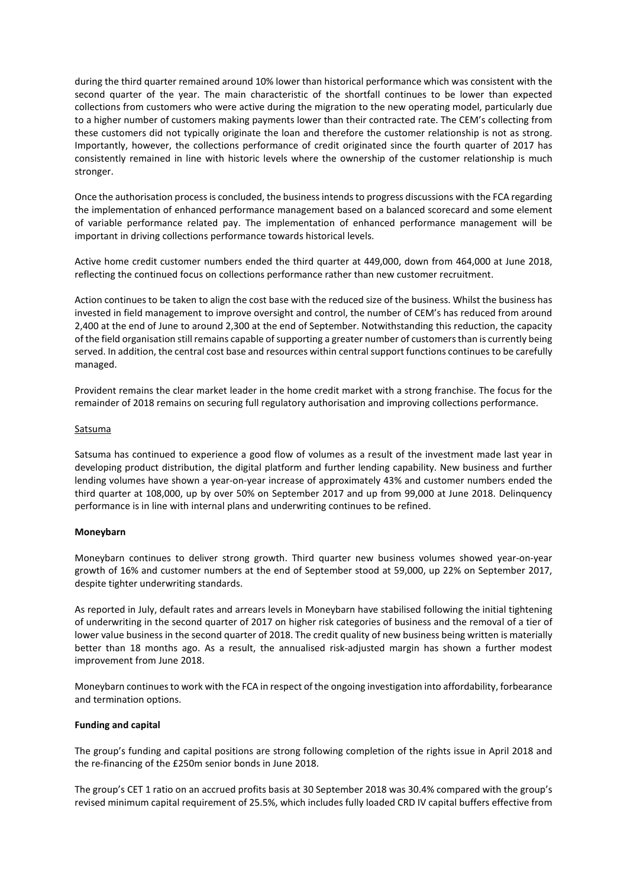during the third quarter remained around 10% lower than historical performance which was consistent with the second quarter of the year. The main characteristic of the shortfall continues to be lower than expected collections from customers who were active during the migration to the new operating model, particularly due to a higher number of customers making payments lower than their contracted rate. The CEM's collecting from these customers did not typically originate the loan and therefore the customer relationship is not as strong. Importantly, however, the collections performance of credit originated since the fourth quarter of 2017 has consistently remained in line with historic levels where the ownership of the customer relationship is much stronger.

Once the authorisation process is concluded, the business intends to progress discussions with the FCA regarding the implementation of enhanced performance management based on a balanced scorecard and some element of variable performance related pay. The implementation of enhanced performance management will be important in driving collections performance towards historical levels.

Active home credit customer numbers ended the third quarter at 449,000, down from 464,000 at June 2018, reflecting the continued focus on collections performance rather than new customer recruitment.

Action continues to be taken to align the cost base with the reduced size of the business. Whilst the business has invested in field management to improve oversight and control, the number of CEM's has reduced from around 2,400 at the end of June to around 2,300 at the end of September. Notwithstanding this reduction, the capacity of the field organisation still remains capable of supporting a greater number of customers than is currently being served. In addition, the central cost base and resources within central support functions continues to be carefully managed.

Provident remains the clear market leader in the home credit market with a strong franchise. The focus for the remainder of 2018 remains on securing full regulatory authorisation and improving collections performance.

Satsuma

Satsuma has continued to experience a good flow of volumes as a result of the investment made last year in developing product distribution, the digital platform and further lending capability. New business and further lending volumes have shown a year-on-year increase of approximately 43% and customer numbers ended the third quarter at 108,000, up by over 50% on September 2017 and up from 99,000 at June 2018. Delinquency performance is in line with internal plans and underwriting continues to be refined.

**Moneybarn**

Moneybarn continues to deliver strong growth. Third quarter new business volumes showed year-on-year growth of 16% and customer numbers at the end of September stood at 59,000, up 22% on September 2017, despite tighter underwriting standards.

As reported in July, default rates and arrears levels in Moneybarn have stabilised following the initial tightening of underwriting in the second quarter of 2017 on higher risk categories of business and the removal of a tier of lower value business in the second quarter of 2018. The credit quality of new business being written is materially better than 18 months ago. As a result, the annualised risk-adjusted margin has shown a further modest improvement from June 2018.

Moneybarn continues to work with the FCA in respect of the ongoing investigation into affordability, forbearance and termination options.

**Funding and capital**

The group's funding and capital positions are strong following completion of the rights issue in April 2018 and the re-financing of the £250m senior bonds in June 2018.

The group's CET 1 ratio on an accrued profits basis at 30 September 2018 was 30.4% compared with the group's revised minimum capital requirement of 25.5%, which includes fully loaded CRD IV capital buffers effective from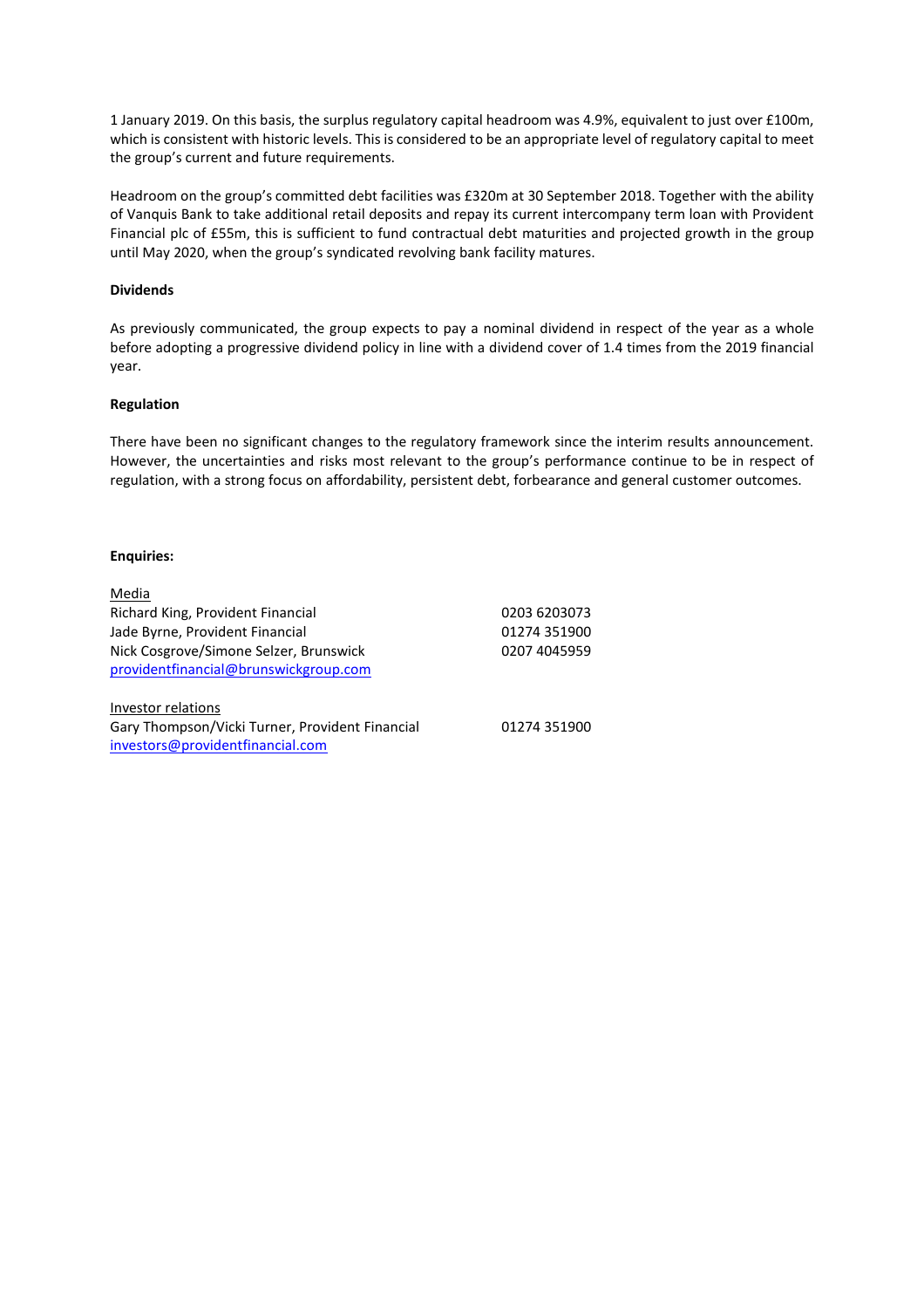1 January 2019. On this basis, the surplus regulatory capital headroom was 4.9%, equivalent to just over £100m, which is consistent with historic levels. This is considered to be an appropriate level of regulatory capital to meet the group's current and future requirements.

Headroom on the group's committed debt facilities was £320m at 30 September 2018. Together with the ability of Vanquis Bank to take additional retail deposits and repay its current intercompany term loan with Provident Financial plc of £55m, this is sufficient to fund contractual debt maturities and projected growth in the group until May 2020, when the group's syndicated revolving bank facility matures.

**Dividends**

As previously communicated, the group expects to pay a nominal dividend in respect of the year as a whole before adopting a progressive dividend policy in line with a dividend cover of 1.4 times from the 2019 financial year.

**Regulation**

There have been no significant changes to the regulatory framework since the interim results announcement. However, the uncertainties and risks most relevant to the group's performance continue to be in respect of regulation, with a strong focus on affordability, persistent debt, forbearance and general customer outcomes.

**Enquiries:**

| | |
|---|---|
| Media | |
| Richard King, Provident Financial | 0203 6203073 |
| Jade Byrne, Provident Financial | 01274 351900 |
| Nick Cosgrove/Simone Selzer, Brunswick | 0207 4045959 |
| providentfinancial@brunswickgroup.com | |
| | |
| Investor relations | |
| Gary Thompson/Vicki Turner, Provident Financial | 01274 351900 |
| investors@providentfinancial.com | |